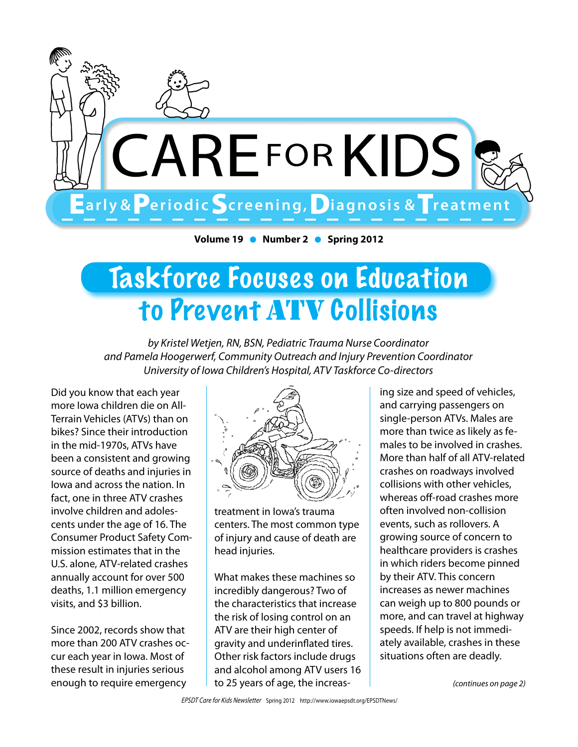# CARE FOR KIDS

**Early & Periodic Screening, Diagnosis & Treatment**

**Volume 19 • Number 2 • Spring 2012**

## Taskforce Focuses on Education to Prevent ATV Collisions

*by Kristel Wetjen, RN, BSN, Pediatric Trauma Nurse Coordinator and Pamela Hoogerwerf, Community Outreach and Injury Prevention Coordinator University of Iowa Children's Hospital, ATV Taskforce Co-directors*

Did you know that each year more Iowa children die on All-Terrain Vehicles (ATVs) than on bikes? Since their introduction in the mid-1970s, ATVs have been a consistent and growing source of deaths and injuries in Iowa and across the nation. In fact, one in three ATV crashes involve children and adolescents under the age of 16. The Consumer Product Safety Commission estimates that in the U.S. alone, ATV-related crashes annually account for over 500 deaths, 1.1 million emergency visits, and $3 billion.

Since 2002, records show that more than 200 ATV crashes occur each year in Iowa. Most of these result in injuries serious enough to require emergency treatment in Iowa's trauma centers. The most common type of injury and cause of death are head injuries.

What makes these machines so incredibly dangerous? Two of the characteristics that increase the risk of losing control on an ATV are their high center of gravity and underinflated tires. Other risk factors include drugs and alcohol among ATV users 16 to 25 years of age, the increasing size and speed of vehicles, and carrying passengers on single-person ATVs. Males are more than twice as likely as females to be involved in crashes. More than half of all ATV-related crashes on roadways involved collisions with other vehicles, whereas off-road crashes more often involved non-collision events, such as rollovers. A growing source of concern to healthcare providers is crashes in which riders become pinned by their ATV. This concern increases as newer machines can weigh up to 800 pounds or more, and can travel at highway speeds. If help is not immediately available, crashes in these situations often are deadly.

*(continues on page 2)*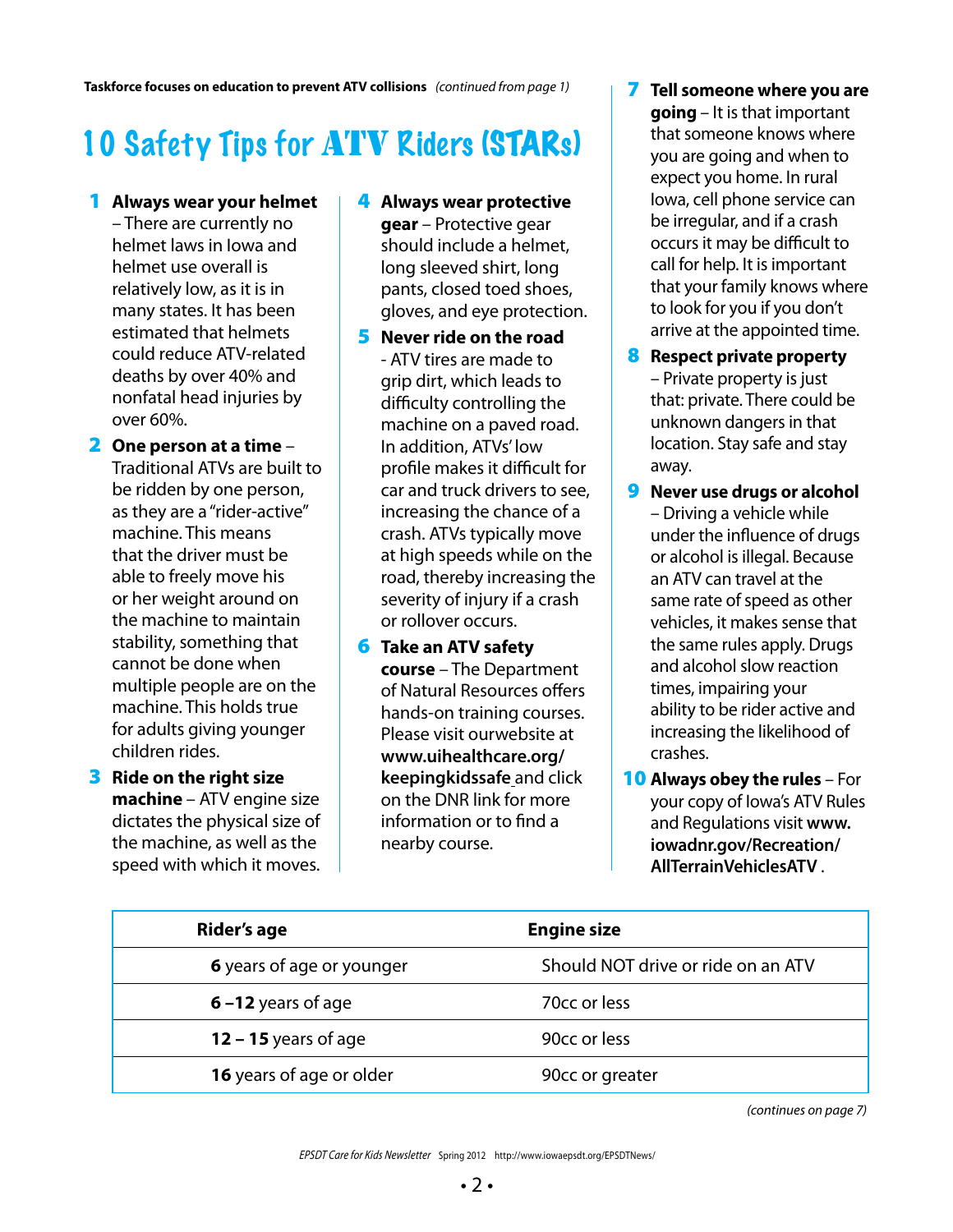**Taskforce focuses on education to prevent ATV collisions** *(continued from page 1)*

# 10 Safety Tips for ATV Riders (STARs)

1. **Always wear your helmet** – There are currently no helmet laws in Iowa and helmet use overall is relatively low, as it is in many states. It has been estimated that helmets could reduce ATV-related deaths by over 40% and nonfatal head injuries by over 60%.
2. **One person at a time** – Traditional ATVs are built to be ridden by one person, as they are a "rider-active" machine. This means that the driver must be able to freely move his or her weight around on the machine to maintain stability, something that cannot be done when multiple people are on the machine. This holds true for adults giving younger children rides.
3. **Ride on the right size machine** – ATV engine size dictates the physical size of the machine, as well as the speed with which it moves.
4. **Always wear protective gear** – Protective gear should include a helmet, long sleeved shirt, long pants, closed toed shoes, gloves, and eye protection.
5. **Never ride on the road** - ATV tires are made to grip dirt, which leads to difficulty controlling the machine on a paved road. In addition, ATVs' low profile makes it difficult for car and truck drivers to see, increasing the chance of a crash. ATVs typically move at high speeds while on the road, thereby increasing the severity of injury if a crash or rollover occurs.
6. **Take an ATV safety course** – The Department of Natural Resources offers hands-on training courses. Please visit ourwebsite at **www.uihealthcare.org/keepingkidssafe** and click on the DNR link for more information or to find a nearby course.
7. **Tell someone where you are going** – It is that important that someone knows where you are going and when to expect you home. In rural Iowa, cell phone service can be irregular, and if a crash occurs it may be difficult to call for help. It is important that your family knows where to look for you if you don't arrive at the appointed time.
8. **Respect private property** – Private property is just that: private. There could be unknown dangers in that location. Stay safe and stay away.
9. **Never use drugs or alcohol** – Driving a vehicle while under the influence of drugs or alcohol is illegal. Because an ATV can travel at the same rate of speed as other vehicles, it makes sense that the same rules apply. Drugs and alcohol slow reaction times, impairing your ability to be rider active and increasing the likelihood of crashes.
10. **Always obey the rules** – For your copy of Iowa's ATV Rules and Regulations visit **www.iowadnr.gov/Recreation/AllTerrainVehiclesATV** .

| Rider's age | Engine size |
|---|---|
| **6** years of age or younger | Should NOT drive or ride on an ATV |
| **6 –12** years of age | 70cc or less |
| **12 – 15** years of age | 90cc or less |
| **16** years of age or older | 90cc or greater |

*(continues on page 7)*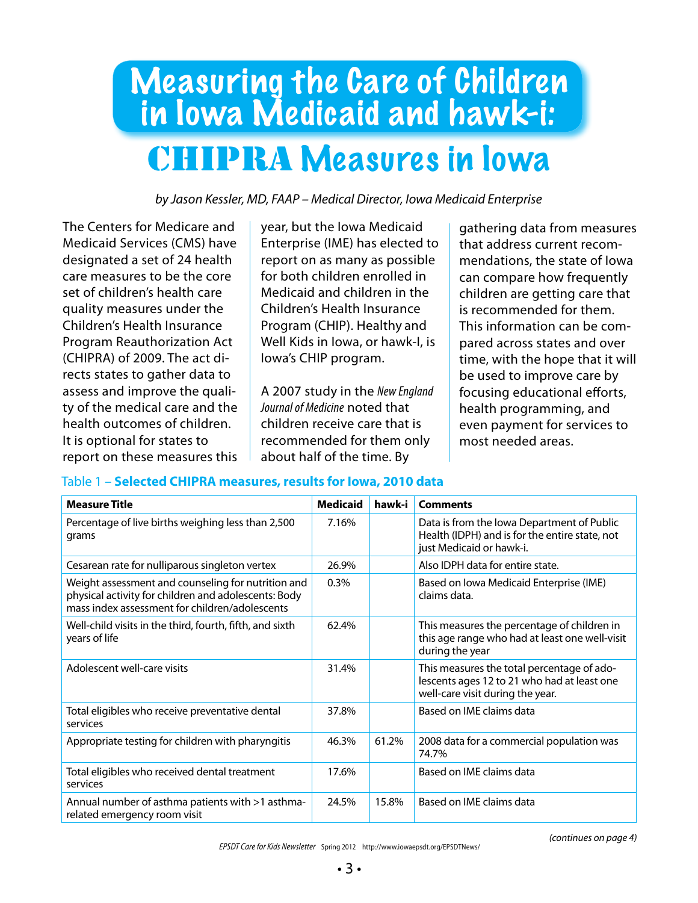# Measuring the Care of Children in Iowa Medicaid and hawk-i:

## CHIPRA Measures in Iowa

*by Jason Kessler, MD, FAAP – Medical Director, Iowa Medicaid Enterprise*

The Centers for Medicare and Medicaid Services (CMS) have designated a set of 24 health care measures to be the core set of children's health care quality measures under the Children's Health Insurance Program Reauthorization Act (CHIPRA) of 2009. The act directs states to gather data to assess and improve the quality of the medical care and the health outcomes of children. It is optional for states to report on these measures this year, but the Iowa Medicaid Enterprise (IME) has elected to report on as many as possible for both children enrolled in Medicaid and children in the Children's Health Insurance Program (CHIP). Healthy and Well Kids in Iowa, or hawk-I, is Iowa's CHIP program.

A 2007 study in the *New England Journal of Medicine* noted that children receive care that is recommended for them only about half of the time. By gathering data from measures that address current recommendations, the state of Iowa can compare how frequently children are getting care that is recommended for them. This information can be compared across states and over time, with the hope that it will be used to improve care by focusing educational efforts, health programming, and even payment for services to most needed areas.

Table 1 – **Selected CHIPRA measures, results for Iowa, 2010 data**

| Measure Title | Medicaid | hawk-i | Comments |
|---|---|---|---|
| Percentage of live births weighing less than 2,500 grams | 7.16% | | Data is from the Iowa Department of Public Health (IDPH) and is for the entire state, not just Medicaid or hawk-i. |
| Cesarean rate for nulliparous singleton vertex | 26.9% | | Also IDPH data for entire state. |
| Weight assessment and counseling for nutrition and physical activity for children and adolescents: Body mass index assessment for children/adolescents | 0.3% | | Based on Iowa Medicaid Enterprise (IME) claims data. |
| Well-child visits in the third, fourth, fifth, and sixth years of life | 62.4% | | This measures the percentage of children in this age range who had at least one well-visit during the year |
| Adolescent well-care visits | 31.4% | | This measures the total percentage of adolescents ages 12 to 21 who had at least one well-care visit during the year. |
| Total eligibles who receive preventative dental services | 37.8% | | Based on IME claims data |
| Appropriate testing for children with pharyngitis | 46.3% | 61.2% | 2008 data for a commercial population was 74.7% |
| Total eligibles who received dental treatment services | 17.6% | | Based on IME claims data |
| Annual number of asthma patients with >1 asthma-related emergency room visit | 24.5% | 15.8% | Based on IME claims data |

*(continues on page 4)*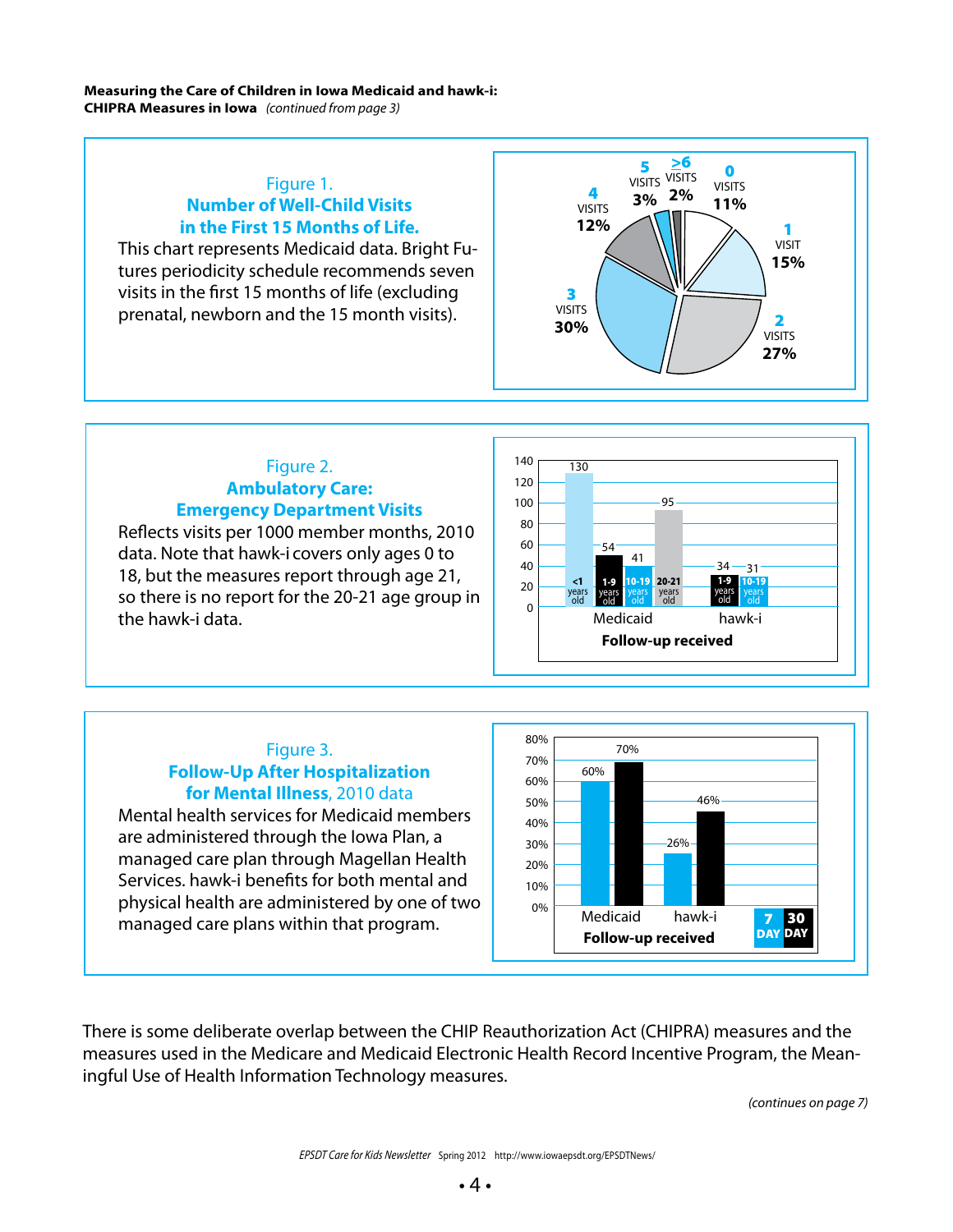**Measuring the Care of Children in Iowa Medicaid and hawk-i: CHIPRA Measures in Iowa** *(continued from page 3)*

### Figure 1. Number of Well-Child Visits in the First 15 Months of Life.

This chart represents Medicaid data. Bright Futures periodicity schedule recommends seven visits in the first 15 months of life (excluding prenatal, newborn and the 15 month visits).

| Visits | Percent |
|---|---|
| 0 visits | 11% |
| 1 visit | 15% |
| 2 visits | 27% |
| 3 visits | 30% |
| 4 visits | 12% |
| 5 visits | 3% |
| ≥6 visits | 2% |

### Figure 2. Ambulatory Care: Emergency Department Visits

Reflects visits per 1000 member months, 2010 data. Note that hawk-i covers only ages 0 to 18, but the measures report through age 21, so there is no report for the 20-21 age group in the hawk-i data.

Follow-up received

| Age group | Medicaid | hawk-i |
|---|---|---|
| <1 years old | 130 | |
| 1-9 years old | 54 | 34 |
| 10-19 years old | 41 | 31 |
| 20-21 years old | 95 | |

### Figure 3. Follow-Up After Hospitalization for Mental Illness, 2010 data

Mental health services for Medicaid members are administered through the Iowa Plan, a managed care plan through Magellan Health Services. hawk-i benefits for both mental and physical health are administered by one of two managed care plans within that program.

Follow-up received

| | 7 DAY | 30 DAY |
|---|---|---|
| Medicaid | 60% | 70% |
| hawk-i | 26% | 46% |

There is some deliberate overlap between the CHIP Reauthorization Act (CHIPRA) measures and the measures used in the Medicare and Medicaid Electronic Health Record Incentive Program, the Meaningful Use of Health Information Technology measures.

*(continues on page 7)*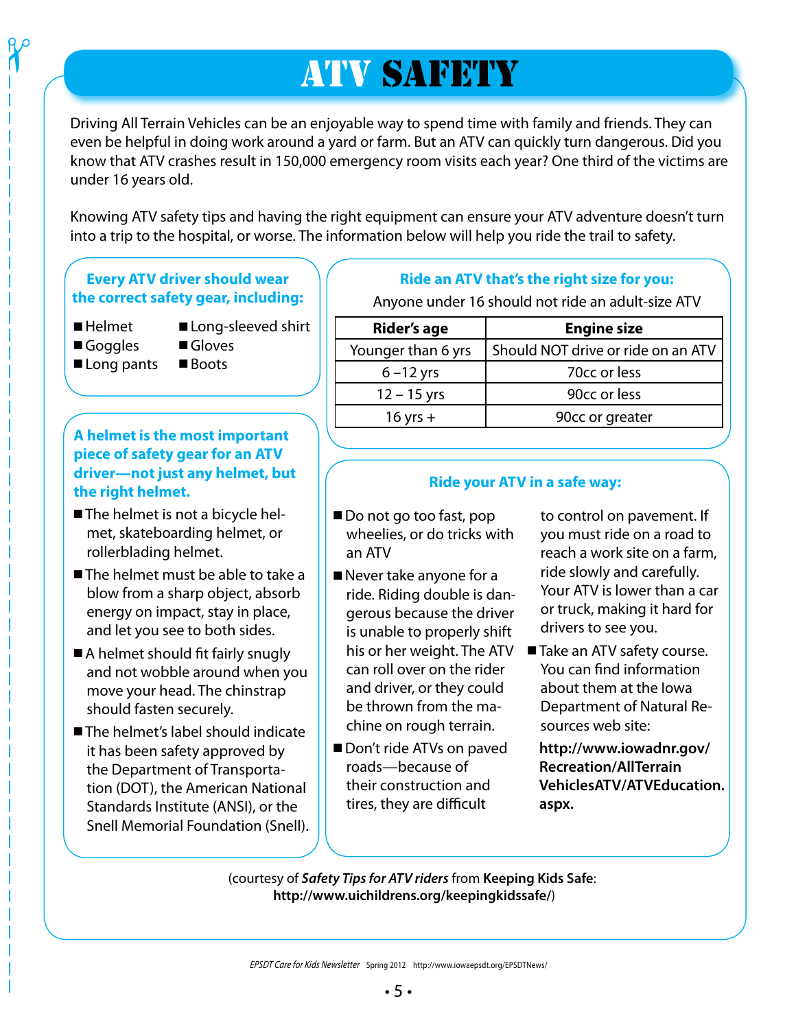# ATV SAFETY

Driving All Terrain Vehicles can be an enjoyable way to spend time with family and friends. They can even be helpful in doing work around a yard or farm. But an ATV can quickly turn dangerous. Did you know that ATV crashes result in 150,000 emergency room visits each year? One third of the victims are under 16 years old.

Knowing ATV safety tips and having the right equipment can ensure your ATV adventure doesn't turn into a trip to the hospital, or worse. The information below will help you ride the trail to safety.

### Every ATV driver should wear the correct safety gear, including:

- Helmet
- Goggles
- Long pants
- Long-sleeved shirt
- Gloves
- Boots

### A helmet is the most important piece of safety gear for an ATV driver—not just any helmet, but the right helmet.

- The helmet is not a bicycle helmet, skateboarding helmet, or rollerblading helmet.
- The helmet must be able to take a blow from a sharp object, absorb energy on impact, stay in place, and let you see to both sides.
- A helmet should fit fairly snugly and not wobble around when you move your head. The chinstrap should fasten securely.
- The helmet's label should indicate it has been safety approved by the Department of Transportation (DOT), the American National Standards Institute (ANSI), or the Snell Memorial Foundation (Snell).

### Ride an ATV that's the right size for you:

Anyone under 16 should not ride an adult-size ATV

| Rider's age | Engine size |
|---|---|
| Younger than 6 yrs | Should NOT drive or ride on an ATV |
| 6 –12 yrs | 70cc or less |
| 12 – 15 yrs | 90cc or less |
| 16 yrs + | 90cc or greater |

### Ride your ATV in a safe way:

- Do not go too fast, pop wheelies, or do tricks with an ATV
- Never take anyone for a ride. Riding double is dangerous because the driver is unable to properly shift his or her weight. The ATV can roll over on the rider and driver, or they could be thrown from the machine on rough terrain.
- Don't ride ATVs on paved roads—because of their construction and tires, they are difficult to control on pavement. If you must ride on a road to reach a work site on a farm, ride slowly and carefully. Your ATV is lower than a car or truck, making it hard for drivers to see you.
- Take an ATV safety course. You can find information about them at the Iowa Department of Natural Resources web site:

**http://www.iowadnr.gov/Recreation/AllTerrainVehiclesATV/ATVEducation.aspx.**

(courtesy of ***Safety Tips for ATV riders*** from **Keeping Kids Safe**: **http://www.uichildrens.org/keepingkidssafe/**)

*EPSDT Care for Kids Newsletter* Spring 2012 http://www.iowaepsdt.org/EPSDTNews/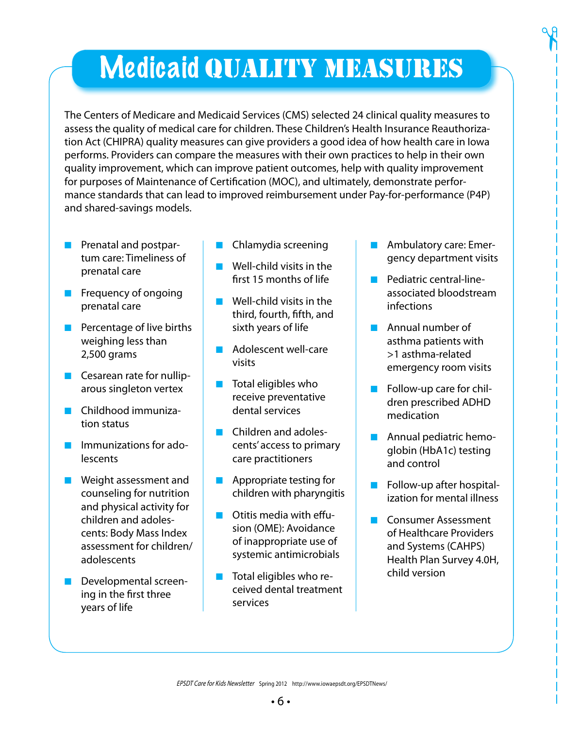# Medicaid QUALITY MEASURES

The Centers of Medicare and Medicaid Services (CMS) selected 24 clinical quality measures to assess the quality of medical care for children. These Children's Health Insurance Reauthorization Act (CHIPRA) quality measures can give providers a good idea of how health care in Iowa performs. Providers can compare the measures with their own practices to help in their own quality improvement, which can improve patient outcomes, help with quality improvement for purposes of Maintenance of Certification (MOC), and ultimately, demonstrate performance standards that can lead to improved reimbursement under Pay-for-performance (P4P) and shared-savings models.

- Prenatal and postpartum care: Timeliness of prenatal care
- Frequency of ongoing prenatal care
- Percentage of live births weighing less than 2,500 grams
- Cesarean rate for nulliparous singleton vertex
- Childhood immunization status
- Immunizations for adolescents
- Weight assessment and counseling for nutrition and physical activity for children and adolescents: Body Mass Index assessment for children/adolescents
- Developmental screening in the first three years of life
- Chlamydia screening
- Well-child visits in the first 15 months of life
- Well-child visits in the third, fourth, fifth, and sixth years of life
- Adolescent well-care visits
- Total eligibles who receive preventative dental services
- Children and adolescents' access to primary care practitioners
- Appropriate testing for children with pharyngitis
- Otitis media with effusion (OME): Avoidance of inappropriate use of systemic antimicrobials
- Total eligibles who received dental treatment services
- Ambulatory care: Emergency department visits
- Pediatric central-line-associated bloodstream infections
- Annual number of asthma patients with >1 asthma-related emergency room visits
- Follow-up care for children prescribed ADHD medication
- Annual pediatric hemoglobin (HbA1c) testing and control
- Follow-up after hospitalization for mental illness
- Consumer Assessment of Healthcare Providers and Systems (CAHPS) Health Plan Survey 4.0H, child version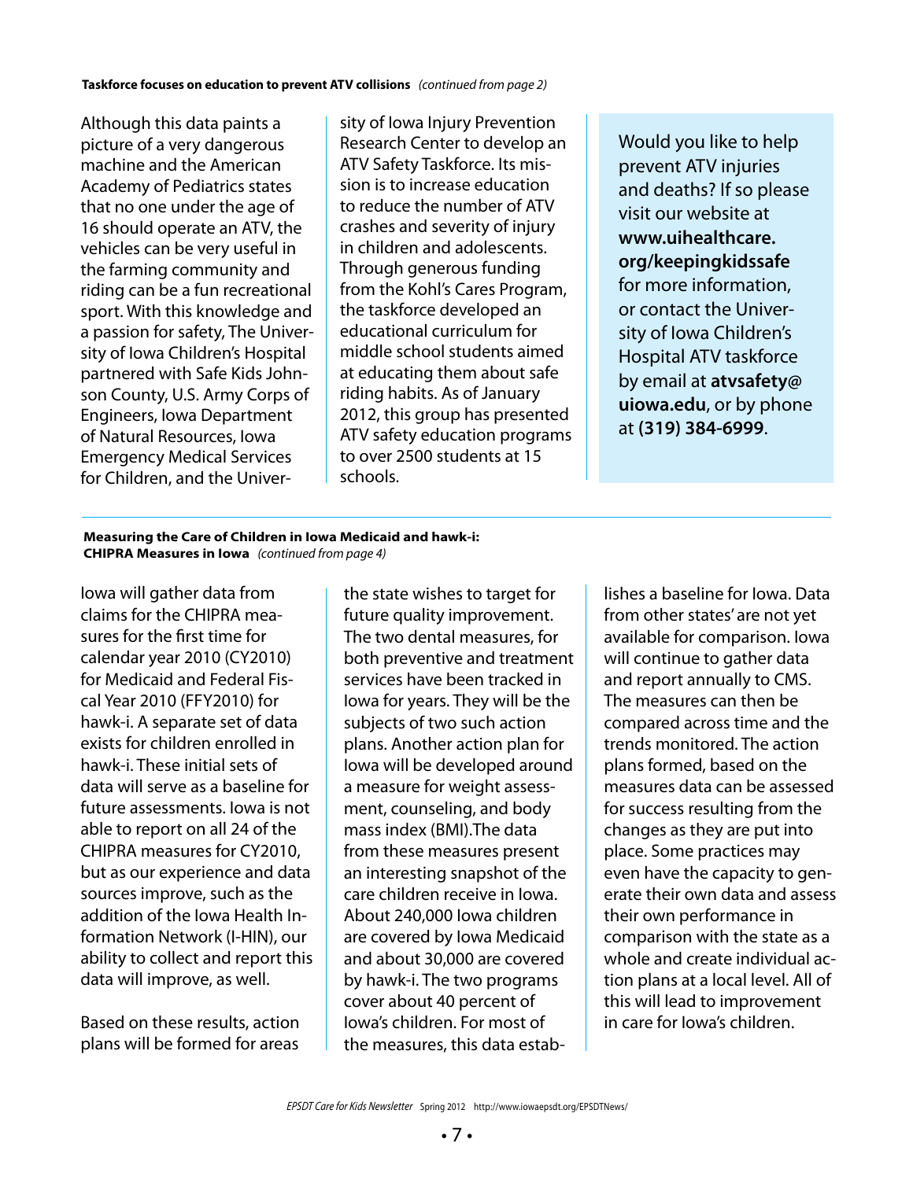**Taskforce focuses on education to prevent ATV collisions** *(continued from page 2)*

Although this data paints a picture of a very dangerous machine and the American Academy of Pediatrics states that no one under the age of 16 should operate an ATV, the vehicles can be very useful in the farming community and riding can be a fun recreational sport. With this knowledge and a passion for safety, The University of Iowa Children's Hospital partnered with Safe Kids Johnson County, U.S. Army Corps of Engineers, Iowa Department of Natural Resources, Iowa Emergency Medical Services for Children, and the University of Iowa Injury Prevention Research Center to develop an ATV Safety Taskforce. Its mission is to increase education to reduce the number of ATV crashes and severity of injury in children and adolescents. Through generous funding from the Kohl's Cares Program, the taskforce developed an educational curriculum for middle school students aimed at educating them about safe riding habits. As of January 2012, this group has presented ATV safety education programs to over 2500 students at 15 schools.

Would you like to help prevent ATV injuries and deaths? If so please visit our website at **www.uihealthcare.org/keepingkidssafe** for more information, or contact the University of Iowa Children's Hospital ATV taskforce by email at **atvsafety@uiowa.edu**, or by phone at **(319) 384-6999**.

---

**Measuring the Care of Children in Iowa Medicaid and hawk-i: CHIPRA Measures in Iowa** *(continued from page 4)*

Iowa will gather data from claims for the CHIPRA measures for the first time for calendar year 2010 (CY2010) for Medicaid and Federal Fiscal Year 2010 (FFY2010) for hawk-i. A separate set of data exists for children enrolled in hawk-i. These initial sets of data will serve as a baseline for future assessments. Iowa is not able to report on all 24 of the CHIPRA measures for CY2010, but as our experience and data sources improve, such as the addition of the Iowa Health Information Network (I-HIN), our ability to collect and report this data will improve, as well.

Based on these results, action plans will be formed for areas the state wishes to target for future quality improvement. The two dental measures, for both preventive and treatment services have been tracked in Iowa for years. They will be the subjects of two such action plans. Another action plan for Iowa will be developed around a measure for weight assessment, counseling, and body mass index (BMI).The data from these measures present an interesting snapshot of the care children receive in Iowa. About 240,000 Iowa children are covered by Iowa Medicaid and about 30,000 are covered by hawk-i. The two programs cover about 40 percent of Iowa's children. For most of the measures, this data establishes a baseline for Iowa. Data from other states' are not yet available for comparison. Iowa will continue to gather data and report annually to CMS. The measures can then be compared across time and the trends monitored. The action plans formed, based on the measures data can be assessed for success resulting from the changes as they are put into place. Some practices may even have the capacity to generate their own data and assess their own performance in comparison with the state as a whole and create individual action plans at a local level. All of this will lead to improvement in care for Iowa's children.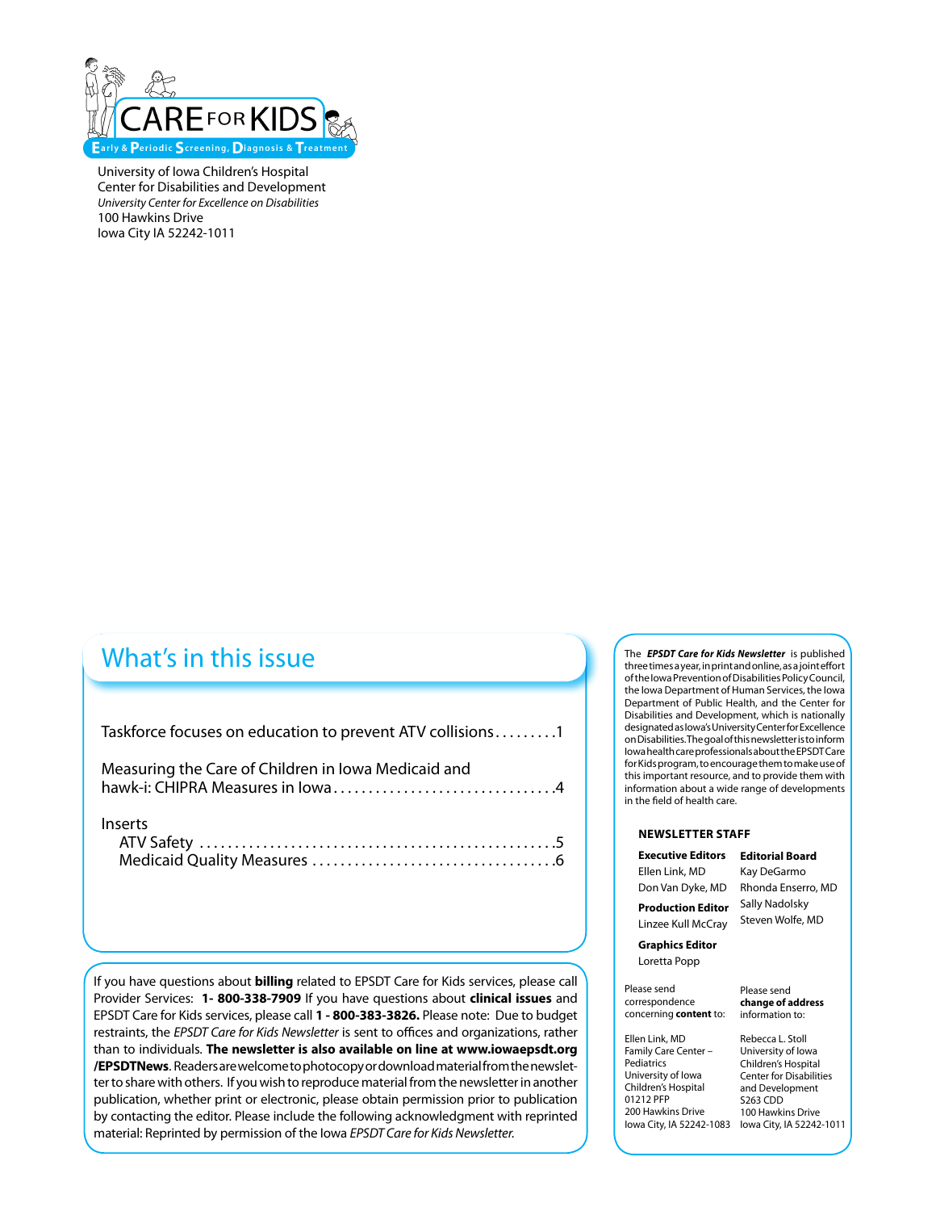CARE FOR KIDS

Early & Periodic Screening, Diagnosis & Treatment

University of Iowa Children's Hospital
Center for Disabilities and Development
*University Center for Excellence on Disabilities*
100 Hawkins Drive
Iowa City IA 52242-1011

## What's in this issue

Taskforce focuses on education to prevent ATV collisions.........1

Measuring the Care of Children in Iowa Medicaid and hawk-i: CHIPRA Measures in Iowa................................4

Inserts
- ATV Safety .................................................5
- Medicaid Quality Measures ..................................6

If you have questions about **billing** related to EPSDT Care for Kids services, please call Provider Services: **1- 800-338-7909** If you have questions about **clinical issues** and EPSDT Care for Kids services, please call **1 - 800-383-3826.** Please note: Due to budget restraints, the *EPSDT Care for Kids Newsletter* is sent to offices and organizations, rather than to individuals. **The newsletter is also available on line at www.iowaepsdt.org /EPSDTNews**. Readers are welcome to photocopy or download material from the newsletter to share with others. If you wish to reproduce material from the newsletter in another publication, whether print or electronic, please obtain permission prior to publication by contacting the editor. Please include the following acknowledgment with reprinted material: Reprinted by permission of the Iowa *EPSDT Care for Kids Newsletter.*

The ***EPSDT Care for Kids Newsletter*** is published three times a year, in print and online, as a joint effort of the Iowa Prevention of Disabilities Policy Council, the Iowa Department of Human Services, the Iowa Department of Public Health, and the Center for Disabilities and Development, which is nationally designated as Iowa's University Center for Excellence on Disabilities. The goal of this newsletter is to inform Iowa health care professionals about the EPSDT Care for Kids program, to encourage them to make use of this important resource, and to provide them with information about a wide range of developments in the field of health care.

**NEWSLETTER STAFF**

**Executive Editors**
Ellen Link, MD
Don Van Dyke, MD

**Production Editor**
Linzee Kull McCray

**Graphics Editor**
Loretta Popp

**Editorial Board**
Kay DeGarmo
Rhonda Enserro, MD
Sally Nadolsky
Steven Wolfe, MD

Please send correspondence concerning **content** to:

Ellen Link, MD
Family Care Center – Pediatrics
University of Iowa Children's Hospital
01212 PFP
200 Hawkins Drive
Iowa City, IA 52242-1083

Please send **change of address** information to:

Rebecca L. Stoll
University of Iowa Children's Hospital
Center for Disabilities and Development
S263 CDD
100 Hawkins Drive
Iowa City, IA 52242-1011